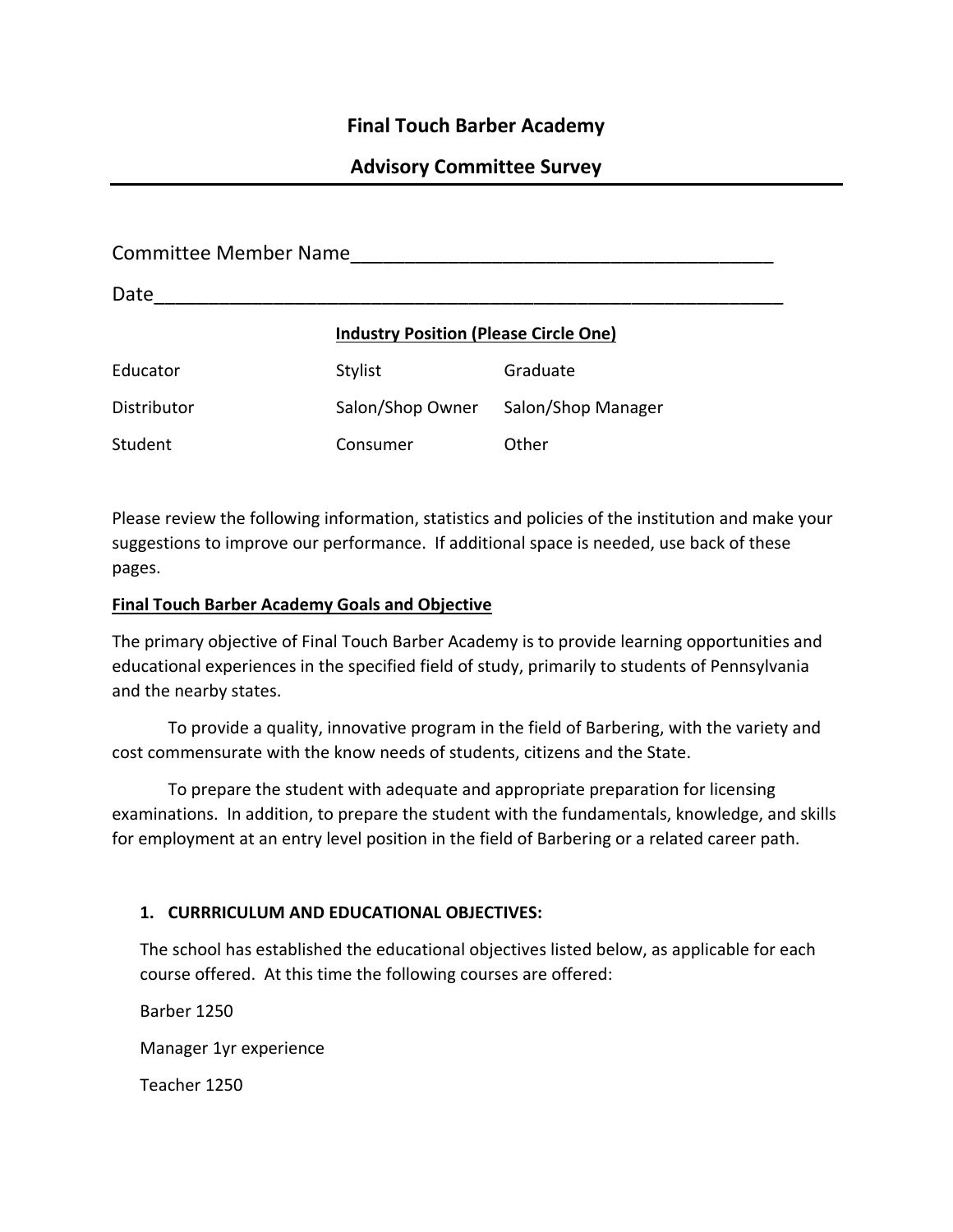# Final Touch Barber Academy

## Advisory Committee Survey

---

Committee Member Name_______________________________________

Date_____________________________________________________________

**Industry Position (Please Circle One)**

| | | |
|---|---|---|
| Educator | Stylist | Graduate |
| Distributor | Salon/Shop Owner | Salon/Shop Manager |
| Student | Consumer | Other |

Please review the following information, statistics and policies of the institution and make your suggestions to improve our performance. If additional space is needed, use back of these pages.

**Final Touch Barber Academy Goals and Objective**

The primary objective of Final Touch Barber Academy is to provide learning opportunities and educational experiences in the specified field of study, primarily to students of Pennsylvania and the nearby states.

To provide a quality, innovative program in the field of Barbering, with the variety and cost commensurate with the know needs of students, citizens and the State.

To prepare the student with adequate and appropriate preparation for licensing examinations. In addition, to prepare the student with the fundamentals, knowledge, and skills for employment at an entry level position in the field of Barbering or a related career path.

**1. CURRRICULUM AND EDUCATIONAL OBJECTIVES:**

The school has established the educational objectives listed below, as applicable for each course offered. At this time the following courses are offered:

Barber 1250

Manager 1yr experience

Teacher 1250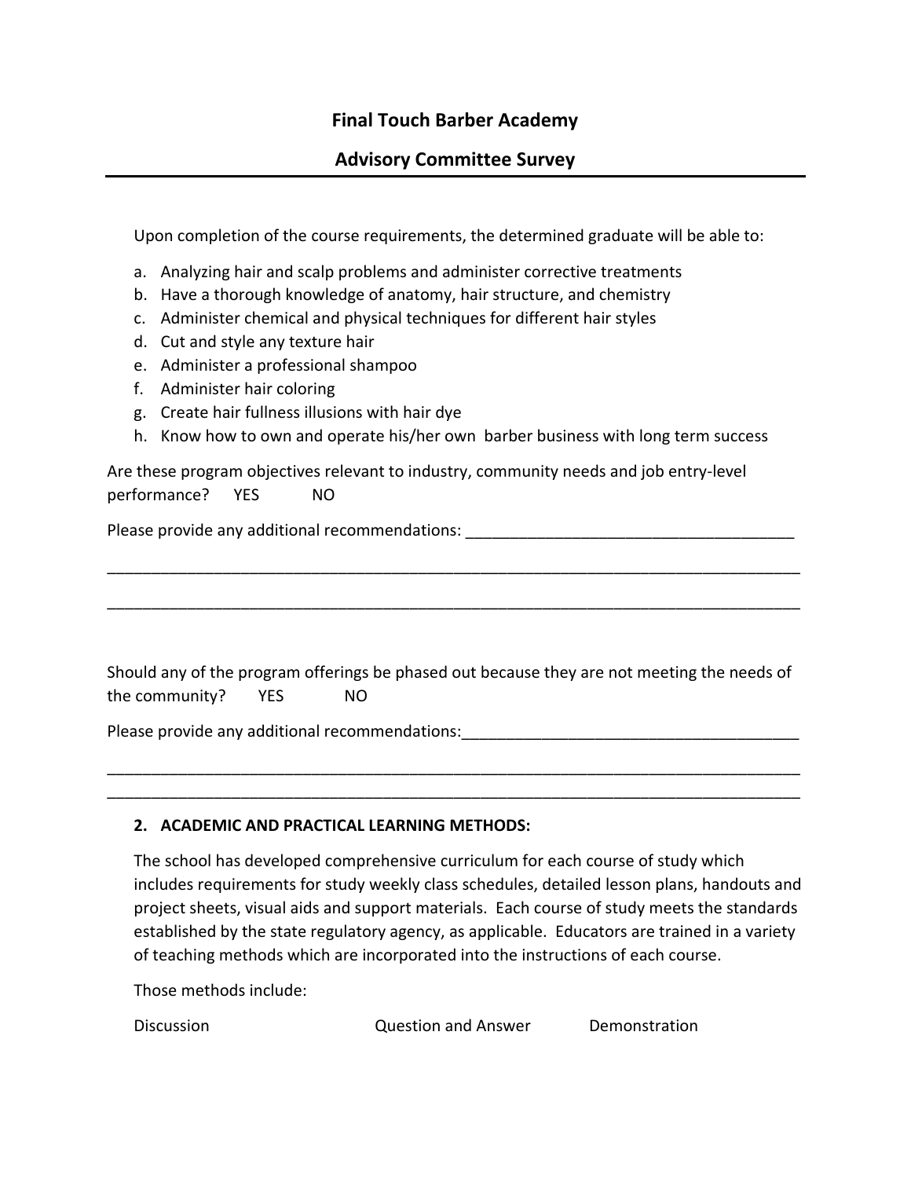**Final Touch Barber Academy**

**Advisory Committee Survey**

---

Upon completion of the course requirements, the determined graduate will be able to:

a. Analyzing hair and scalp problems and administer corrective treatments
b. Have a thorough knowledge of anatomy, hair structure, and chemistry
c. Administer chemical and physical techniques for different hair styles
d. Cut and style any texture hair
e. Administer a professional shampoo
f. Administer hair coloring
g. Create hair fullness illusions with hair dye
h. Know how to own and operate his/her own barber business with long term success

Are these program objectives relevant to industry, community needs and job entry-level performance? YES NO

Please provide any additional recommendations: ______________________________________

________________________________________________________________________________

________________________________________________________________________________

Should any of the program offerings be phased out because they are not meeting the needs of the community? YES NO

Please provide any additional recommendations:______________________________________

________________________________________________________________________________

________________________________________________________________________________

**2. ACADEMIC AND PRACTICAL LEARNING METHODS:**

The school has developed comprehensive curriculum for each course of study which includes requirements for study weekly class schedules, detailed lesson plans, handouts and project sheets, visual aids and support materials. Each course of study meets the standards established by the state regulatory agency, as applicable. Educators are trained in a variety of teaching methods which are incorporated into the instructions of each course.

Those methods include:

Discussion Question and Answer Demonstration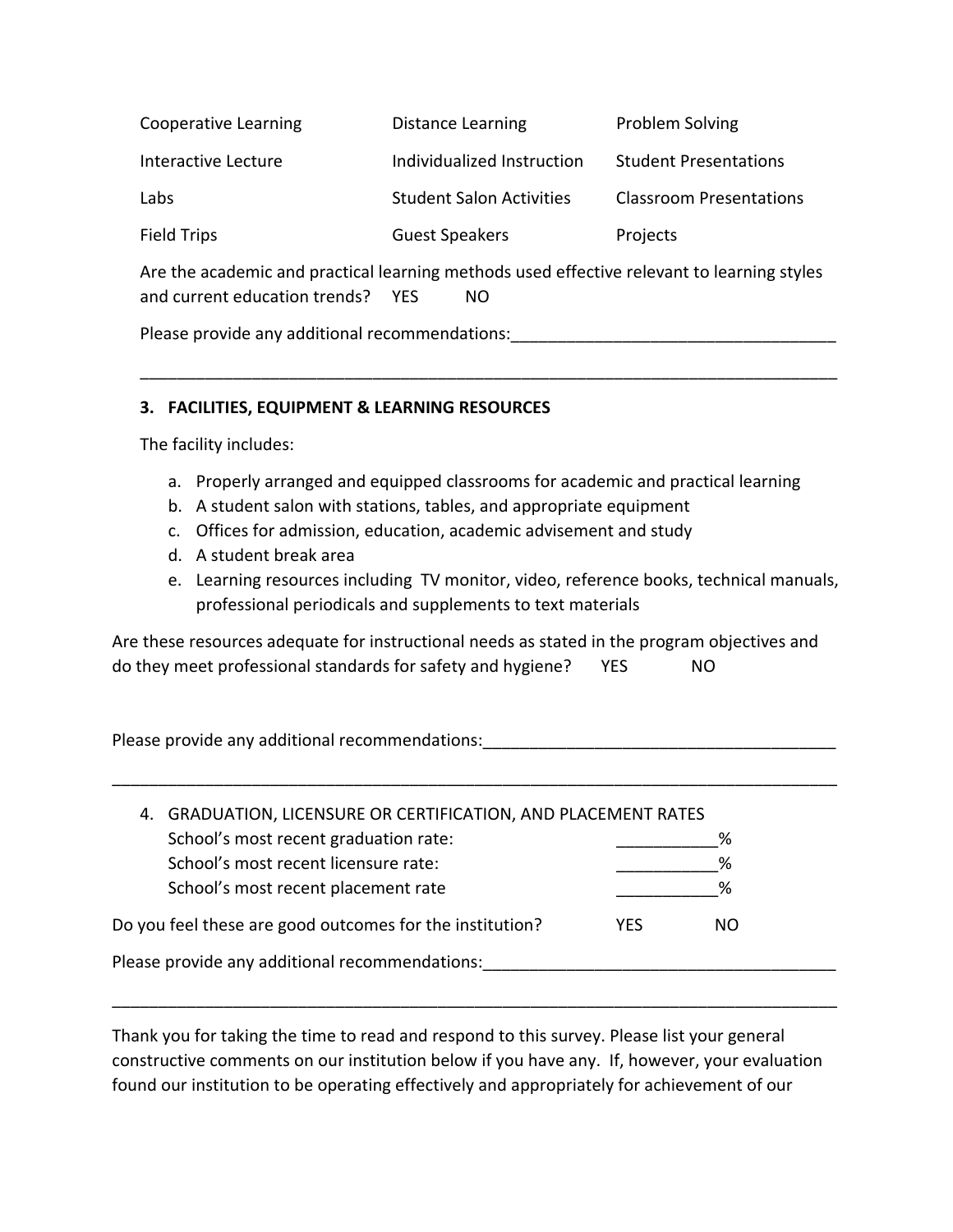| | | |
|---|---|---|
| Cooperative Learning | Distance Learning | Problem Solving |
| Interactive Lecture | Individualized Instruction | Student Presentations |
| Labs | Student Salon Activities | Classroom Presentations |
| Field Trips | Guest Speakers | Projects |

Are the academic and practical learning methods used effective relevant to learning styles and current education trends?   YES   NO

Please provide any additional recommendations:___________________________________

_____________________________________________________________________________

### 3. FACILITIES, EQUIPMENT & LEARNING RESOURCES

The facility includes:

a. Properly arranged and equipped classrooms for academic and practical learning
b. A student salon with stations, tables, and appropriate equipment
c. Offices for admission, education, academic advisement and study
d. A student break area
e. Learning resources including TV monitor, video, reference books, technical manuals, professional periodicals and supplements to text materials

Are these resources adequate for instructional needs as stated in the program objectives and do they meet professional standards for safety and hygiene?   YES   NO

Please provide any additional recommendations:_____________________________________

_____________________________________________________________________________

4. GRADUATION, LICENSURE OR CERTIFICATION, AND PLACEMENT RATES

School's most recent graduation rate: ___________%
School's most recent licensure rate: ___________%
School's most recent placement rate ___________%

Do you feel these are good outcomes for the institution?   YES   NO

Please provide any additional recommendations:_____________________________________

_____________________________________________________________________________

Thank you for taking the time to read and respond to this survey. Please list your general constructive comments on our institution below if you have any. If, however, your evaluation found our institution to be operating effectively and appropriately for achievement of our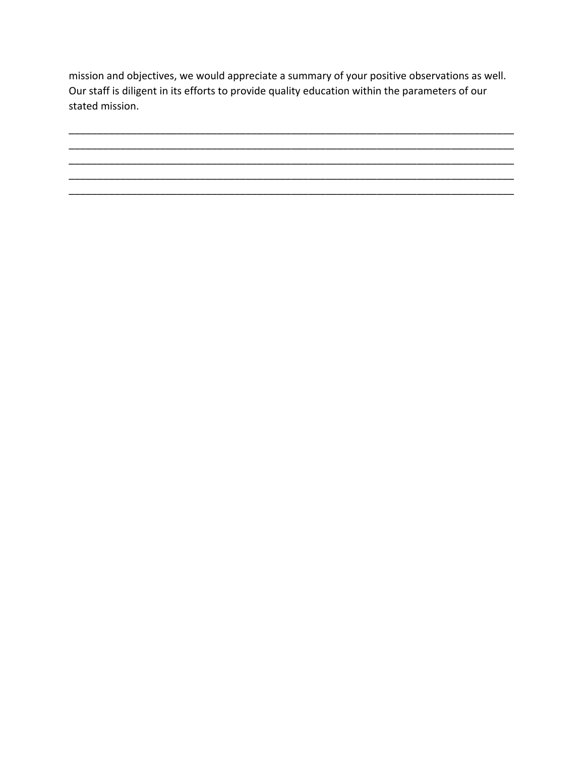mission and objectives, we would appreciate a summary of your positive observations as well. Our staff is diligent in its efforts to provide quality education within the parameters of our stated mission.

\_\_\_\_\_\_\_\_\_\_\_\_\_\_\_\_\_\_\_\_\_\_\_\_\_\_\_\_\_\_\_\_\_\_\_\_\_\_\_\_\_\_\_\_\_\_\_\_\_\_\_\_\_\_\_\_\_\_\_\_\_\_\_\_\_\_\_\_\_\_\_\_\_\_\_\_\_\_
\_\_\_\_\_\_\_\_\_\_\_\_\_\_\_\_\_\_\_\_\_\_\_\_\_\_\_\_\_\_\_\_\_\_\_\_\_\_\_\_\_\_\_\_\_\_\_\_\_\_\_\_\_\_\_\_\_\_\_\_\_\_\_\_\_\_\_\_\_\_\_\_\_\_\_\_\_\_
\_\_\_\_\_\_\_\_\_\_\_\_\_\_\_\_\_\_\_\_\_\_\_\_\_\_\_\_\_\_\_\_\_\_\_\_\_\_\_\_\_\_\_\_\_\_\_\_\_\_\_\_\_\_\_\_\_\_\_\_\_\_\_\_\_\_\_\_\_\_\_\_\_\_\_\_\_\_
\_\_\_\_\_\_\_\_\_\_\_\_\_\_\_\_\_\_\_\_\_\_\_\_\_\_\_\_\_\_\_\_\_\_\_\_\_\_\_\_\_\_\_\_\_\_\_\_\_\_\_\_\_\_\_\_\_\_\_\_\_\_\_\_\_\_\_\_\_\_\_\_\_\_\_\_\_\_
\_\_\_\_\_\_\_\_\_\_\_\_\_\_\_\_\_\_\_\_\_\_\_\_\_\_\_\_\_\_\_\_\_\_\_\_\_\_\_\_\_\_\_\_\_\_\_\_\_\_\_\_\_\_\_\_\_\_\_\_\_\_\_\_\_\_\_\_\_\_\_\_\_\_\_\_\_\_